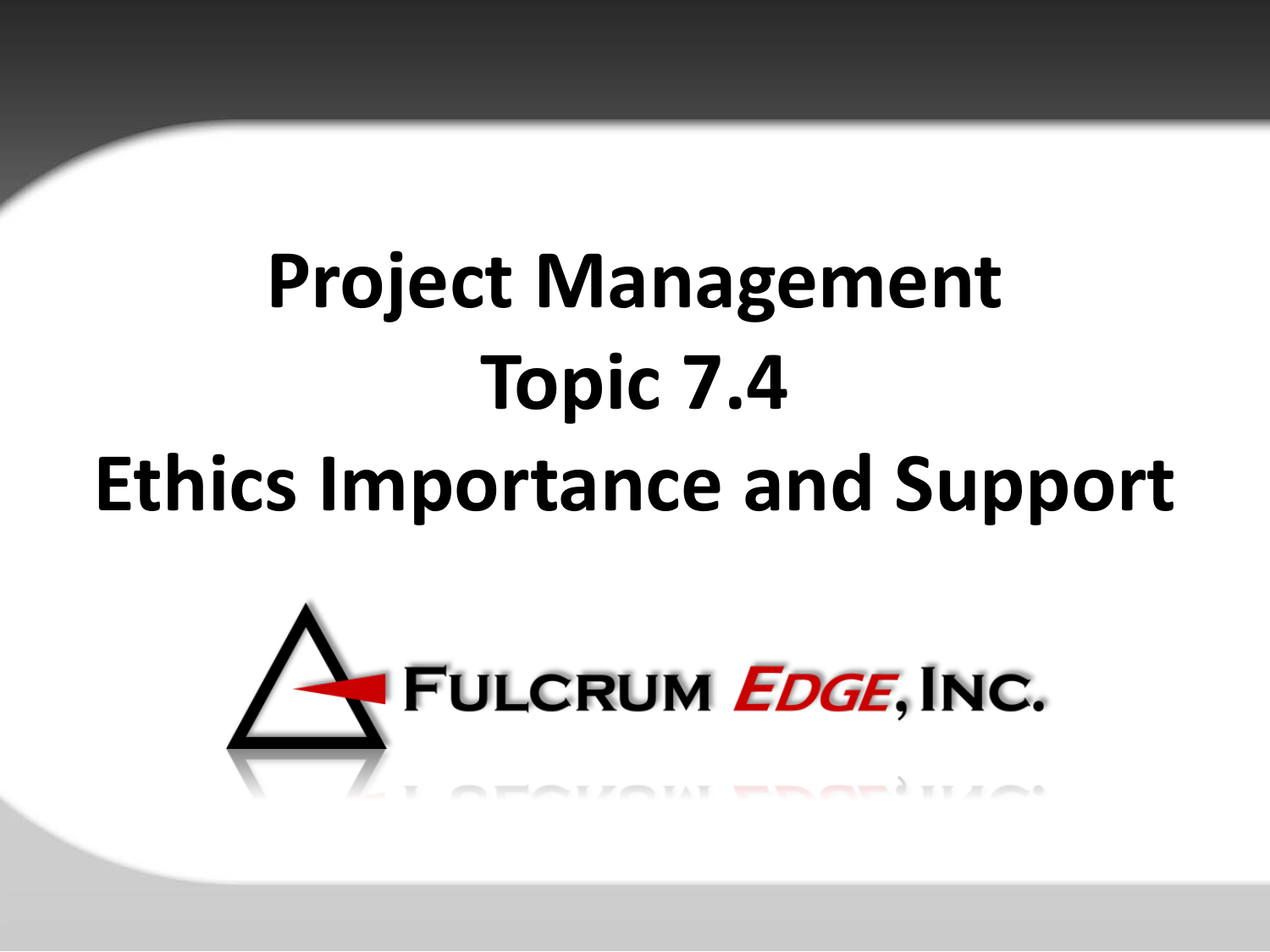# Project Management
# Topic 7.4
# Ethics Importance and Support

FULCRUM EDGE, INC.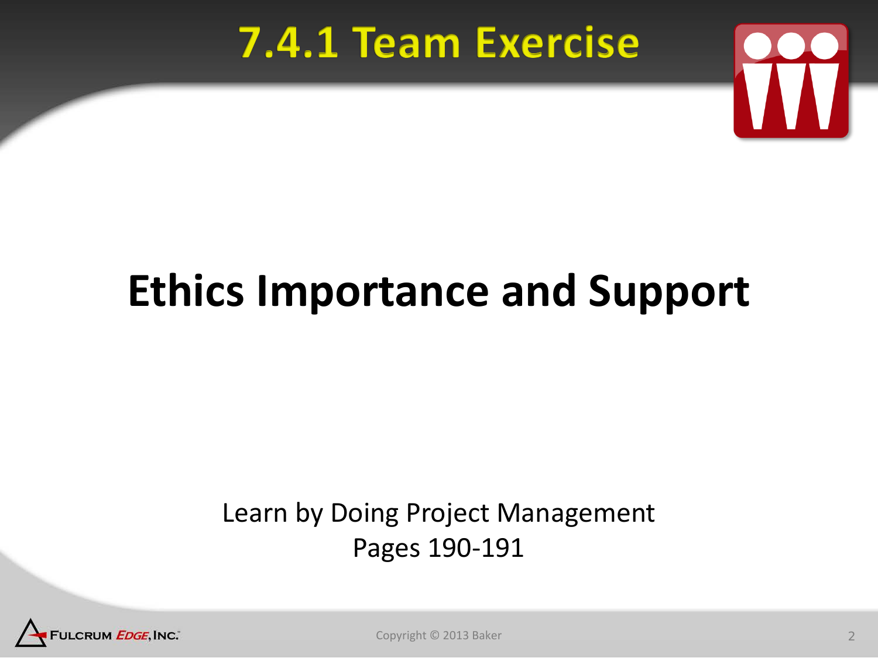# 7.4.1 Team Exercise

## Ethics Importance and Support

Learn by Doing Project Management
Pages 190-191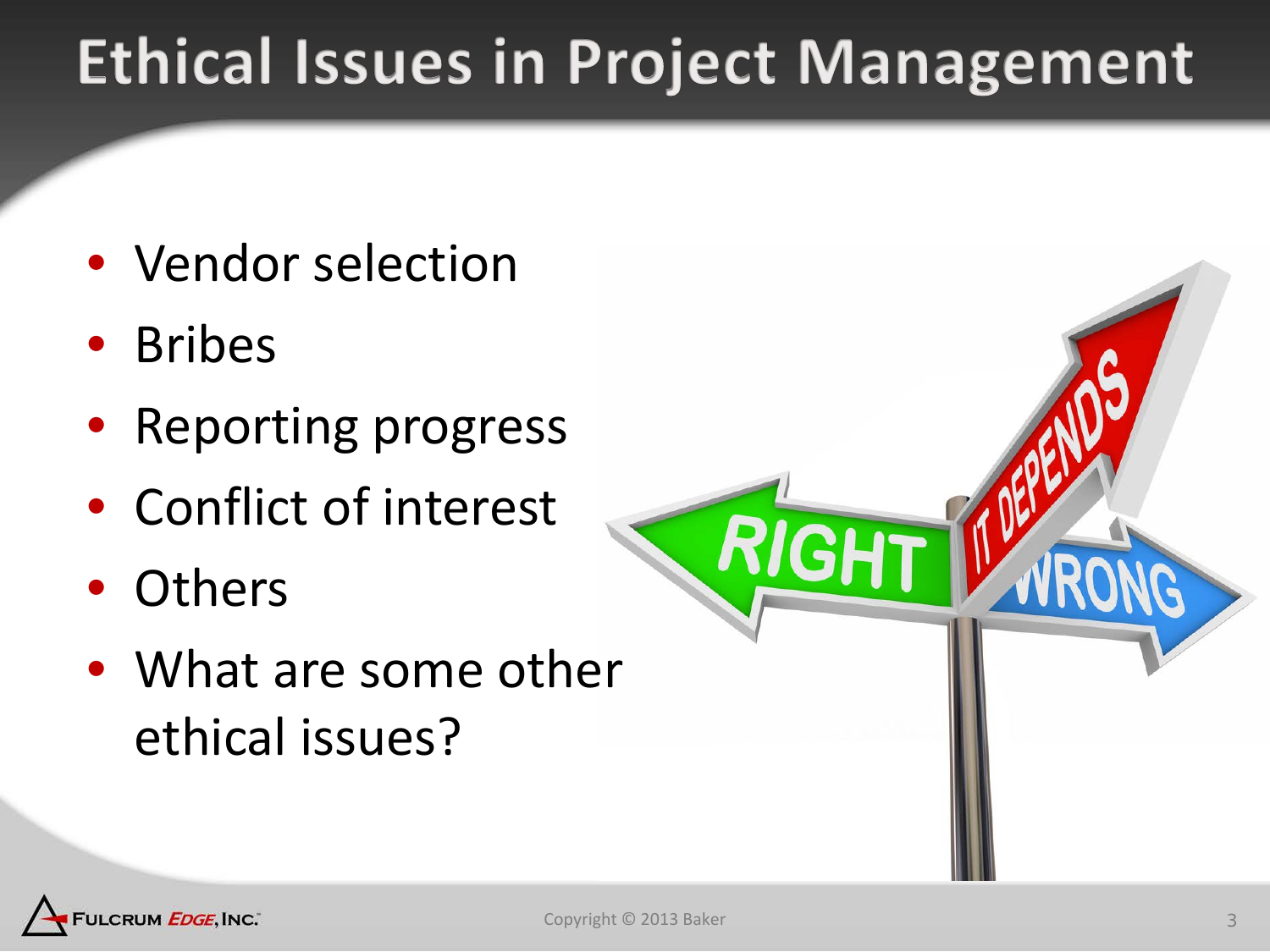# Ethical Issues in Project Management

- Vendor selection
- Bribes
- Reporting progress
- Conflict of interest
- Others
- What are some other ethical issues?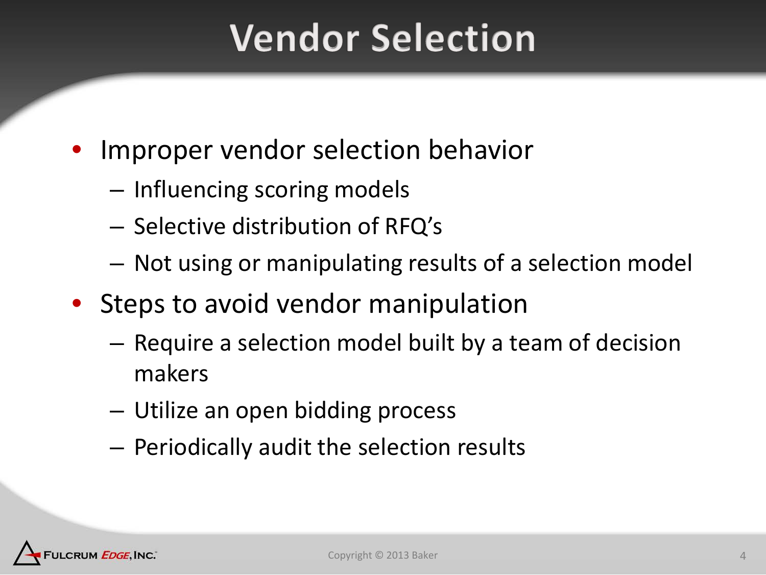# Vendor Selection

- Improper vendor selection behavior
  - Influencing scoring models
  - Selective distribution of RFQ's
  - Not using or manipulating results of a selection model
- Steps to avoid vendor manipulation
  - Require a selection model built by a team of decision makers
  - Utilize an open bidding process
  - Periodically audit the selection results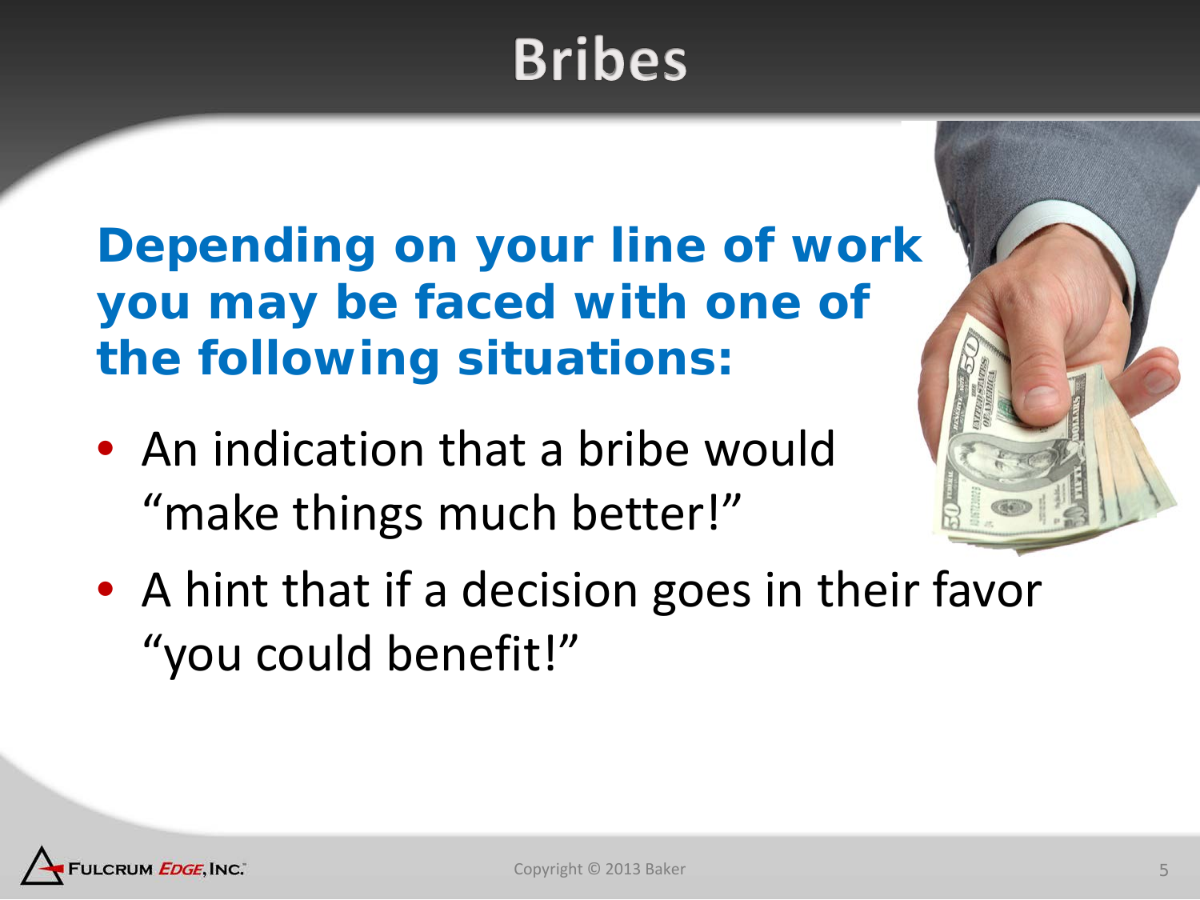# Bribes

**Depending on your line of work you may be faced with one of the following situations:**

- An indication that a bribe would "make things much better!"
- A hint that if a decision goes in their favor "you could benefit!"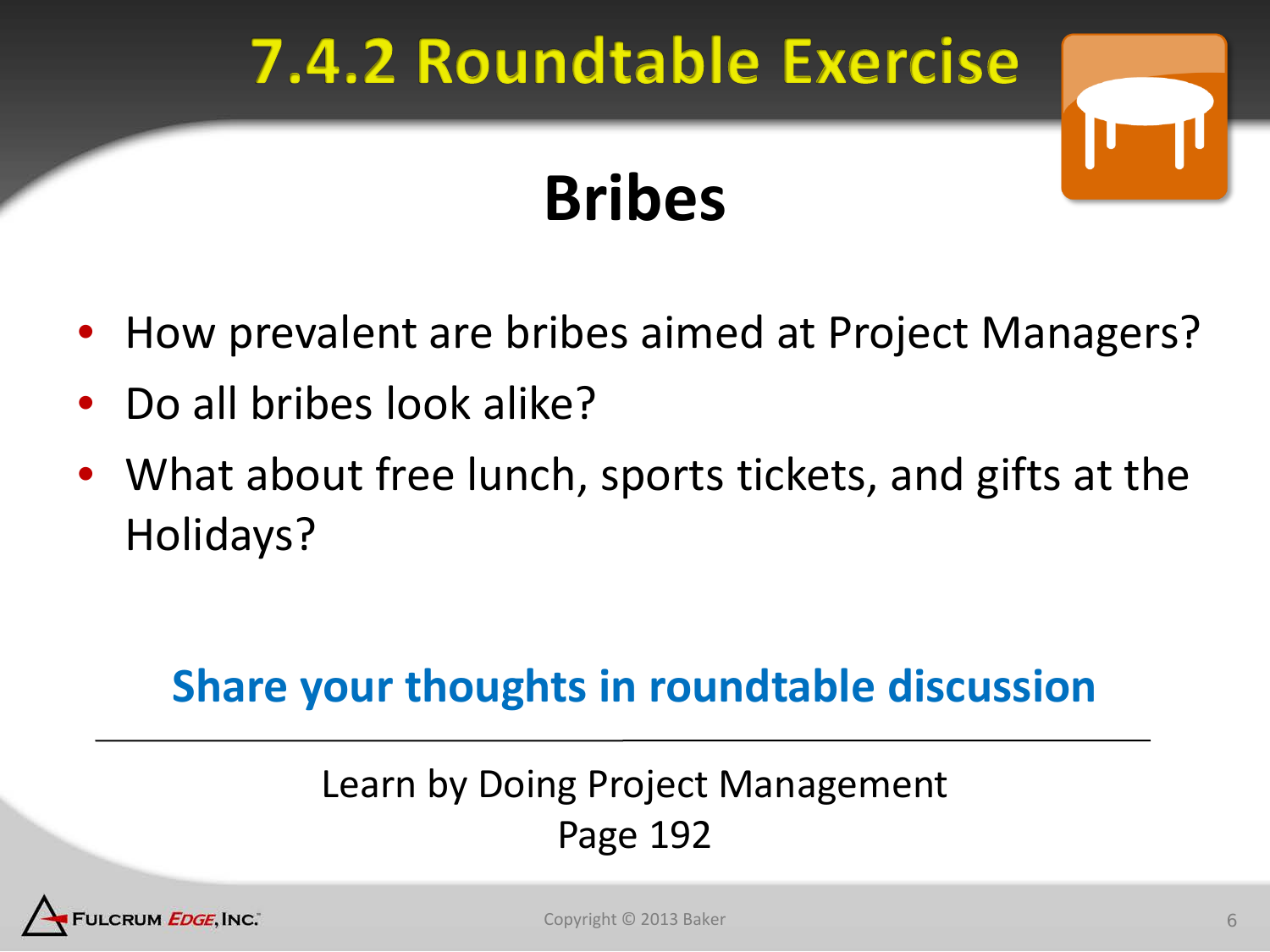# 7.4.2 Roundtable Exercise

## Bribes

- How prevalent are bribes aimed at Project Managers?
- Do all bribes look alike?
- What about free lunch, sports tickets, and gifts at the Holidays?

**Share your thoughts in roundtable discussion**

---

Learn by Doing Project Management
Page 192

Fulcrum Edge, Inc.

Copyright © 2013 Baker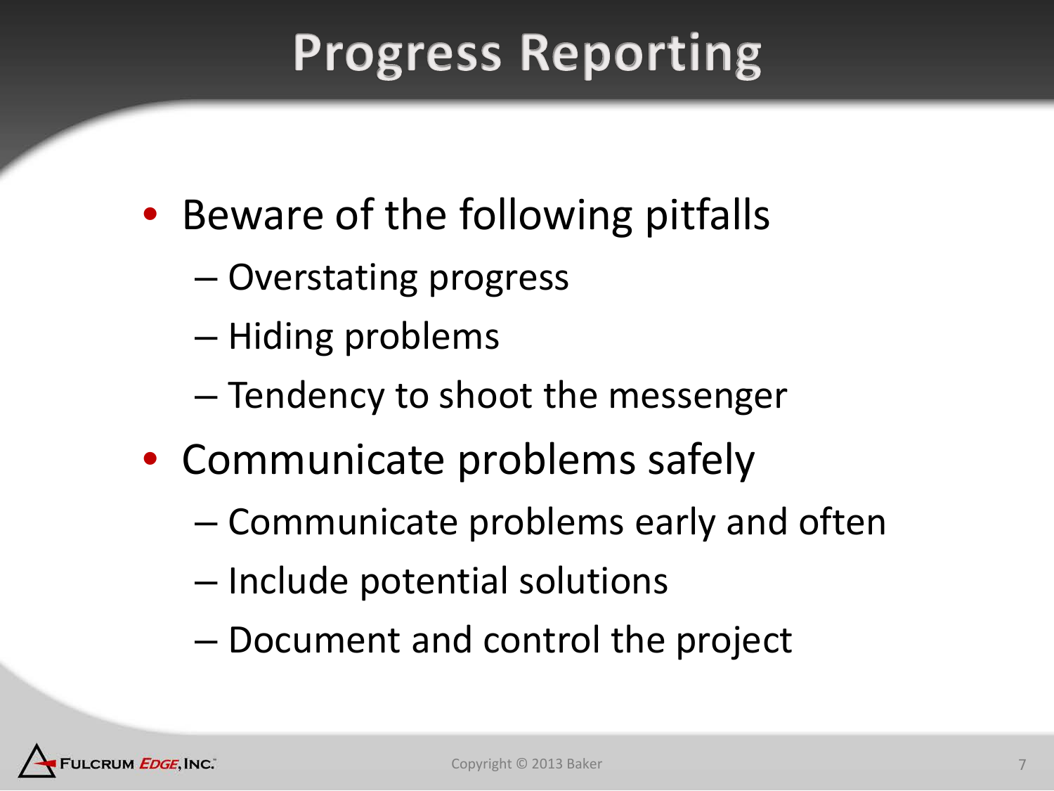# Progress Reporting

- Beware of the following pitfalls
  - Overstating progress
  - Hiding problems
  - Tendency to shoot the messenger
- Communicate problems safely
  - Communicate problems early and often
  - Include potential solutions
  - Document and control the project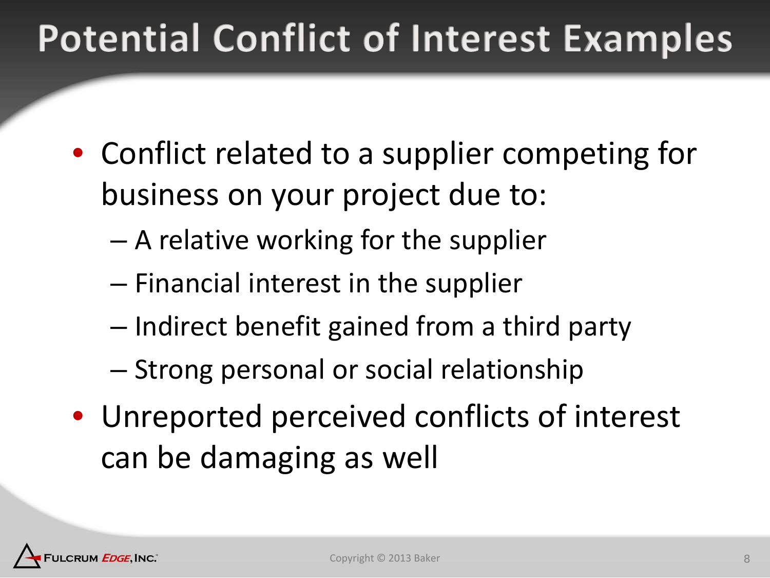# Potential Conflict of Interest Examples

- Conflict related to a supplier competing for business on your project due to:
  - A relative working for the supplier
  - Financial interest in the supplier
  - Indirect benefit gained from a third party
  - Strong personal or social relationship
- Unreported perceived conflicts of interest can be damaging as well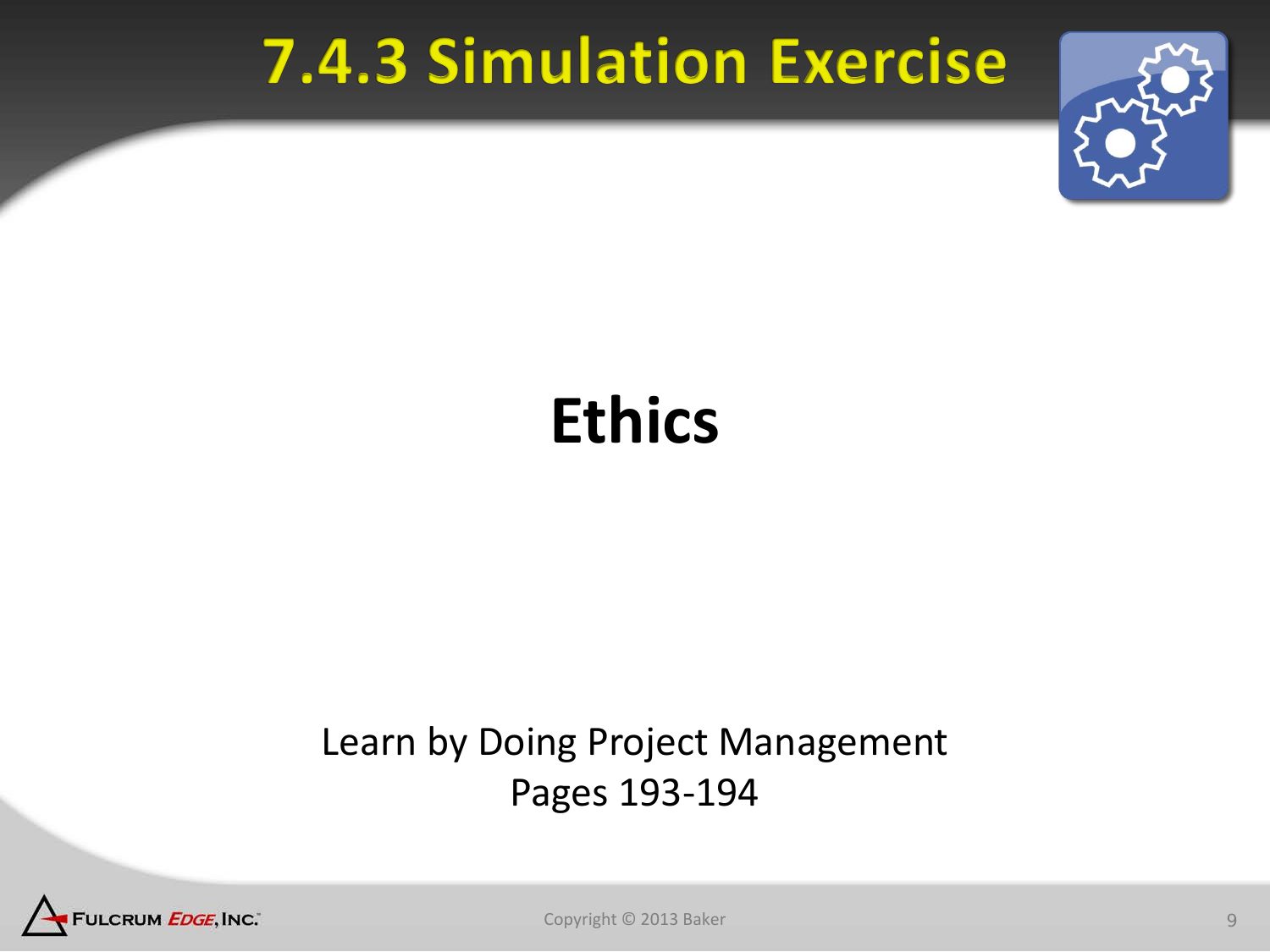# 7.4.3 Simulation Exercise

## Ethics

Learn by Doing Project Management
Pages 193-194